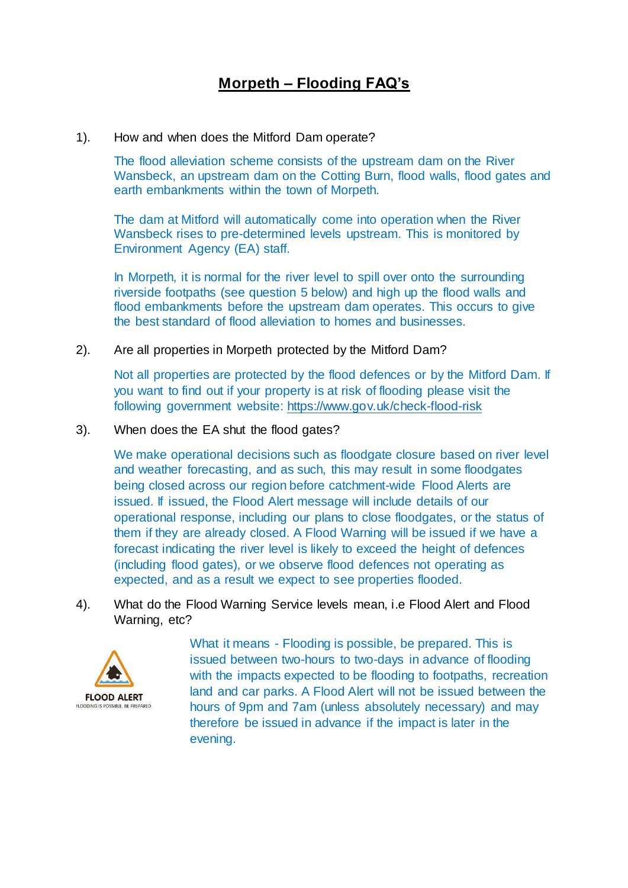# **Morpeth – Flooding FAQ's**

1). How and when does the Mitford Dam operate?

The flood alleviation scheme consists of the upstream dam on the River Wansbeck, an upstream dam on the Cotting Burn, flood walls, flood gates and earth embankments within the town of Morpeth.

The dam at Mitford will automatically come into operation when the River Wansbeck rises to pre-determined levels upstream. This is monitored by Environment Agency (EA) staff.

In Morpeth, it is normal for the river level to spill over onto the surrounding riverside footpaths (see question 5 below) and high up the flood walls and flood embankments before the upstream dam operates. This occurs to give the best standard of flood alleviation to homes and businesses.

2). Are all properties in Morpeth protected by the Mitford Dam?

Not all properties are protected by the flood defences or by the Mitford Dam. If you want to find out if your property is at risk of flooding please visit the following government website: https://www.gov.uk/check-flood-risk

3). When does the EA shut the flood gates?

We make operational decisions such as floodgate closure based on river level and weather forecasting, and as such, this may result in some floodgates being closed across our region before catchment-wide Flood Alerts are issued. If issued, the Flood Alert message will include details of our operational response, including our plans to close floodgates, or the status of them if they are already closed. A Flood Warning will be issued if we have a forecast indicating the river level is likely to exceed the height of defences (including flood gates), or we observe flood defences not operating as expected, and as a result we expect to see properties flooded.

4). What do the Flood Warning Service levels mean, i.e Flood Alert and Flood Warning, etc?

FLOOD ALERT
FLOODING IS POSSIBLE. BE PREPARED.

What it means - Flooding is possible, be prepared. This is issued between two-hours to two-days in advance of flooding with the impacts expected to be flooding to footpaths, recreation land and car parks. A Flood Alert will not be issued between the hours of 9pm and 7am (unless absolutely necessary) and may therefore be issued in advance if the impact is later in the evening.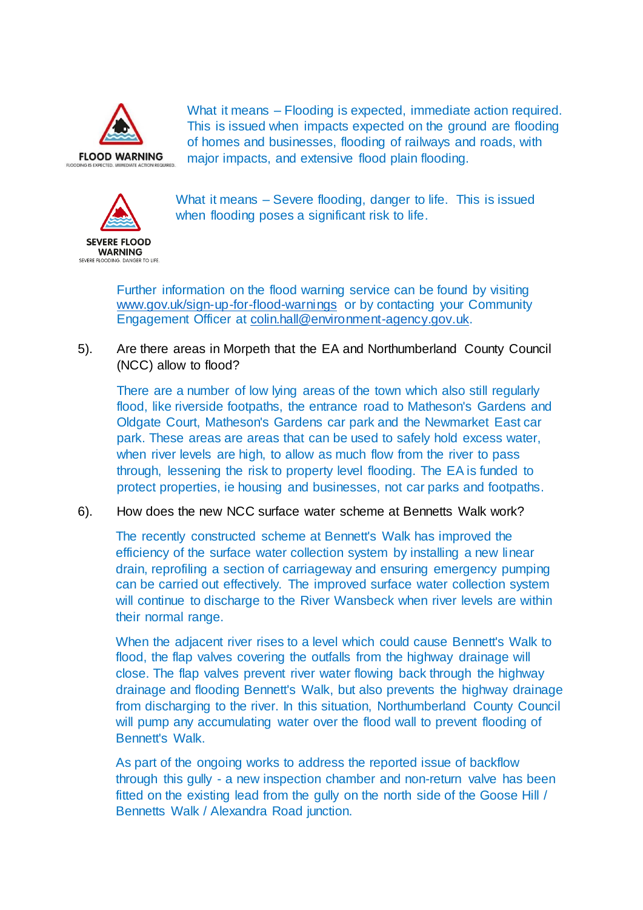FLOOD WARNING
FLOODING IS EXPECTED. IMMEDIATE ACTION REQUIRED.

What it means – Flooding is expected, immediate action required. This is issued when impacts expected on the ground are flooding of homes and businesses, flooding of railways and roads, with major impacts, and extensive flood plain flooding.

SEVERE FLOOD WARNING
SEVERE FLOODING. DANGER TO LIFE.

What it means – Severe flooding, danger to life. This is issued when flooding poses a significant risk to life.

Further information on the flood warning service can be found by visiting www.gov.uk/sign-up-for-flood-warnings or by contacting your Community Engagement Officer at colin.hall@environment-agency.gov.uk.

5). Are there areas in Morpeth that the EA and Northumberland County Council (NCC) allow to flood?

There are a number of low lying areas of the town which also still regularly flood, like riverside footpaths, the entrance road to Matheson's Gardens and Oldgate Court, Matheson's Gardens car park and the Newmarket East car park. These areas are areas that can be used to safely hold excess water, when river levels are high, to allow as much flow from the river to pass through, lessening the risk to property level flooding. The EA is funded to protect properties, ie housing and businesses, not car parks and footpaths.

6). How does the new NCC surface water scheme at Bennetts Walk work?

The recently constructed scheme at Bennett's Walk has improved the efficiency of the surface water collection system by installing a new linear drain, reprofiling a section of carriageway and ensuring emergency pumping can be carried out effectively. The improved surface water collection system will continue to discharge to the River Wansbeck when river levels are within their normal range.

When the adjacent river rises to a level which could cause Bennett's Walk to flood, the flap valves covering the outfalls from the highway drainage will close. The flap valves prevent river water flowing back through the highway drainage and flooding Bennett's Walk, but also prevents the highway drainage from discharging to the river. In this situation, Northumberland County Council will pump any accumulating water over the flood wall to prevent flooding of Bennett's Walk.

As part of the ongoing works to address the reported issue of backflow through this gully - a new inspection chamber and non-return valve has been fitted on the existing lead from the gully on the north side of the Goose Hill / Bennetts Walk / Alexandra Road junction.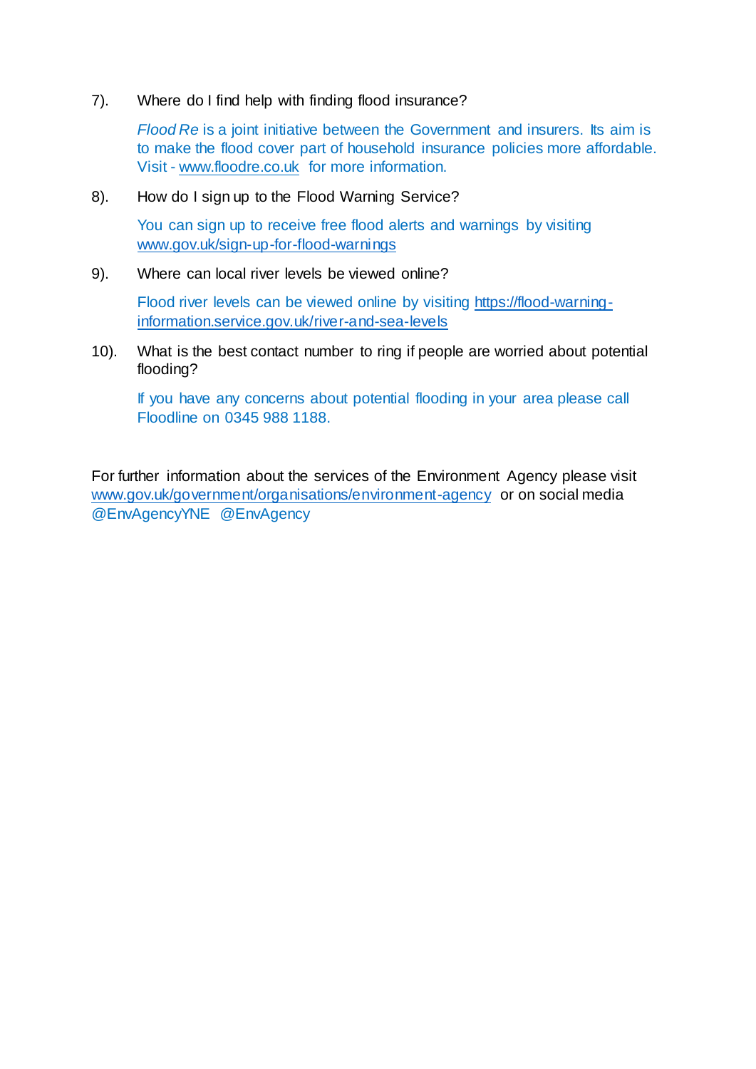7). Where do I find help with finding flood insurance?

*Flood Re* is a joint initiative between the Government and insurers. Its aim is to make the flood cover part of household insurance policies more affordable. Visit - www.floodre.co.uk for more information.

8). How do I sign up to the Flood Warning Service?

You can sign up to receive free flood alerts and warnings by visiting www.gov.uk/sign-up-for-flood-warnings

9). Where can local river levels be viewed online?

Flood river levels can be viewed online by visiting https://flood-warning-information.service.gov.uk/river-and-sea-levels

10). What is the best contact number to ring if people are worried about potential flooding?

If you have any concerns about potential flooding in your area please call Floodline on 0345 988 1188.

For further information about the services of the Environment Agency please visit www.gov.uk/government/organisations/environment-agency or on social media @EnvAgencyYNE @EnvAgency